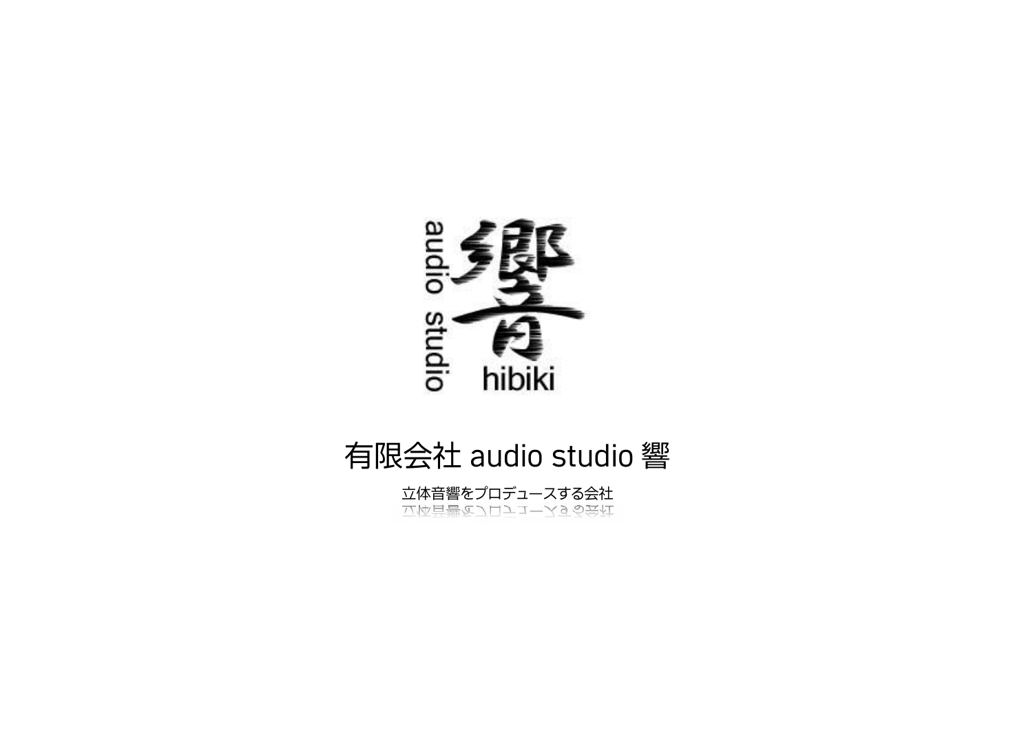響

audio studio

hibiki

# 有限会社 audio studio 響

立体音響をプロデュースする会社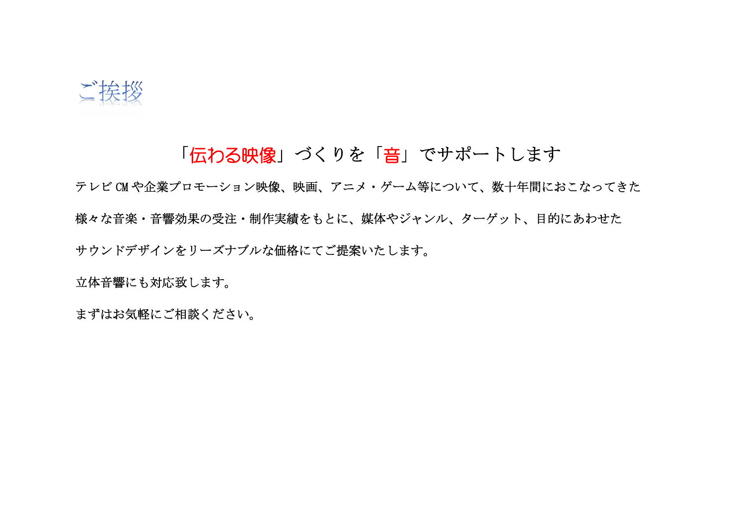# ご挨拶

## 「伝わる映像」づくりを「音」でサポートします

テレビ CM や企業プロモーション映像、映画、アニメ・ゲーム等について、数十年間におこなってきた

様々な音楽・音響効果の受注・制作実績をもとに、媒体やジャンル、ターゲット、目的にあわせた

サウンドデザインをリーズナブルな価格にてご提案いたします。

立体音響にも対応致します。

まずはお気軽にご相談ください。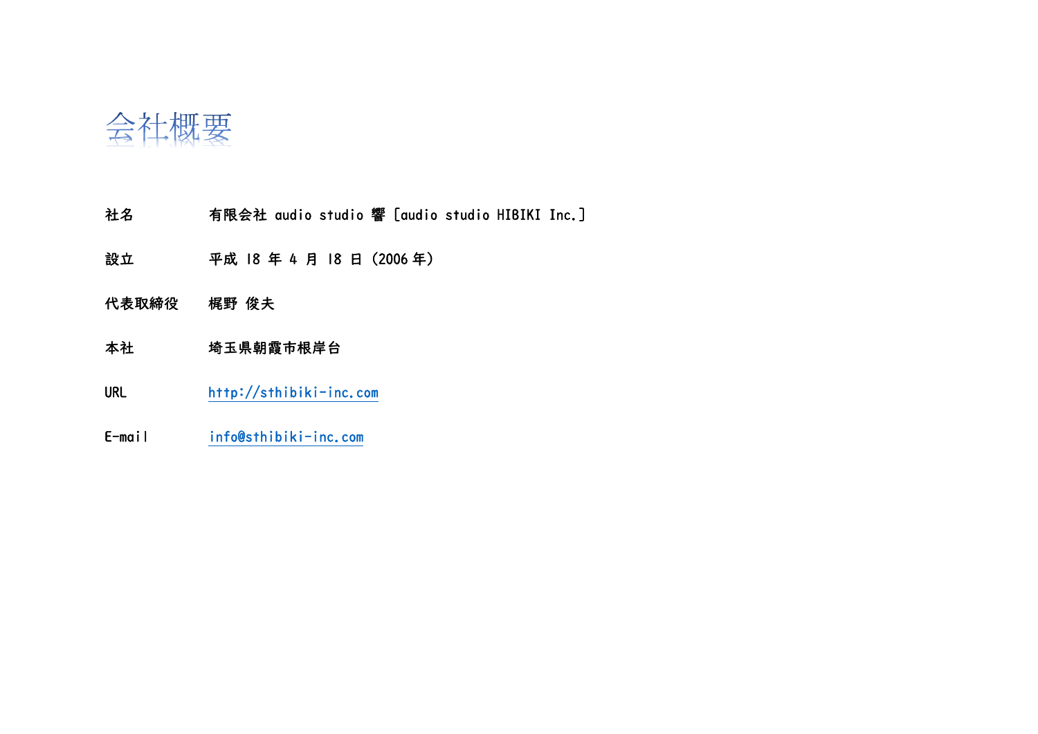# 会社概要

| | |
|---|---|
| 社名 | 有限会社 audio studio 響［audio studio HIBIKI Inc.］ |
| 設立 | 平成 18 年 4 月 18 日（2006 年） |
| 代表取締役 | 梶野 俊夫 |
| 本社 | 埼玉県朝霞市根岸台 |
| URL | http://sthibiki-inc.com |
| E-mail | info@sthibiki-inc.com |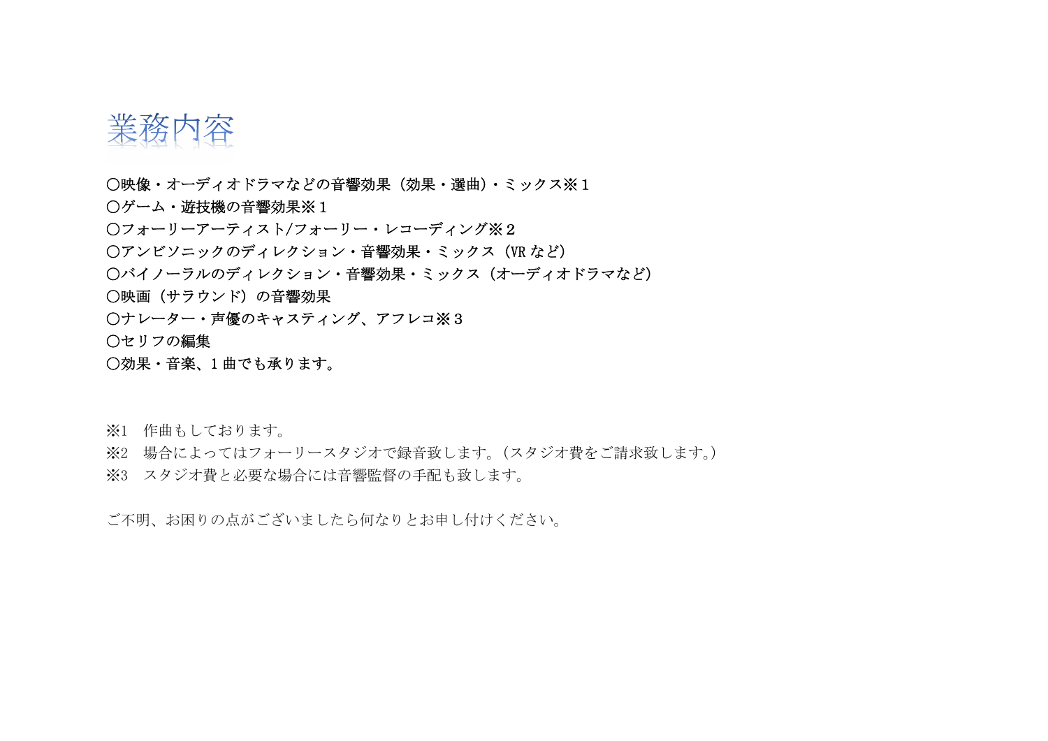# 業務内容

〇映像・オーディオドラマなどの音響効果（効果・選曲）・ミックス※１
〇ゲーム・遊技機の音響効果※１
〇フォーリーアーティスト/フォーリー・レコーディング※２
〇アンビソニックのディレクション・音響効果・ミックス（VR など）
〇バイノーラルのディレクション・音響効果・ミックス（オーディオドラマなど）
〇映画（サラウンド）の音響効果
〇ナレーター・声優のキャスティング、アフレコ※３
〇セリフの編集
〇効果・音楽、1 曲でも承ります。

※1　作曲もしております。
※2　場合によってはフォーリースタジオで録音致します。（スタジオ費をご請求致します。）
※3　スタジオ費と必要な場合には音響監督の手配も致します。

ご不明、お困りの点がございましたら何なりとお申し付けください。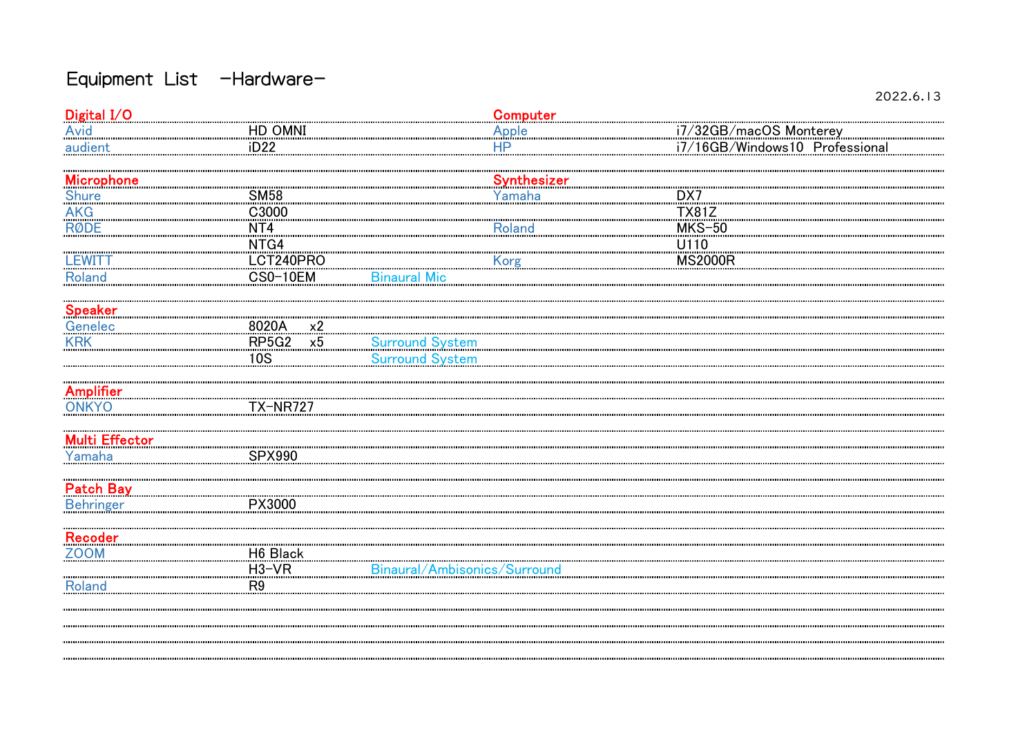# Equipment List -Hardware-

2022.6.13

## Digital I/O

| | | |
|---|---|---|
| Avid | HD OMNI | |
| audient | iD22 | |

## Microphone

| | | |
|---|---|---|
| Shure | SM58 | |
| AKG | C3000 | |
| RØDE | NT4 | |
| | NTG4 | |
| LEWITT | LCT240PRO | |
| Roland | CS0-10EM | Binaural Mic |

## Speaker

| | | |
|---|---|---|
| Genelec | 8020A x2 | |
| KRK | RP5G2 x5 | Surround System |
| | 10S | Surround System |

## Amplifier

| | | |
|---|---|---|
| ONKYO | TX-NR727 | |

## Multi Effector

| | | |
|---|---|---|
| Yamaha | SPX990 | |

## Patch Bay

| | | |
|---|---|---|
| Behringer | PX3000 | |

## Recoder

| | | |
|---|---|---|
| ZOOM | H6 Black | |
| | H3-VR | Binaural/Ambisonics/Surround |
| Roland | R9 | |

## Computer

| | |
|---|---|
| Apple | i7/32GB/macOS Monterey |
| HP | i7/16GB/Windows10 Professional |

## Synthesizer

| | |
|---|---|
| Yamaha | DX7 |
| | TX81Z |
| Roland | MKS-50 |
| | U110 |
| Korg | MS2000R |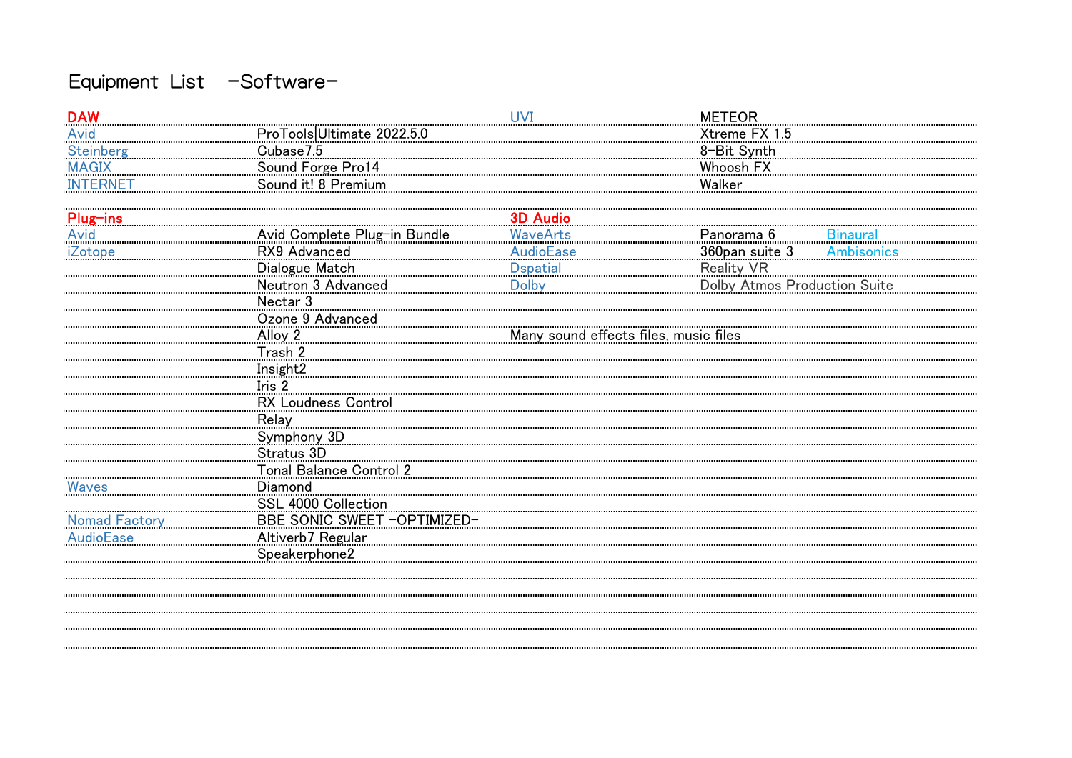# Equipment List -Software-

| | | | | |
|---|---|---|---|---|
| **DAW** | | UVI | METEOR | |
| Avid | ProTools\|Ultimate 2022.5.0 | | Xtreme FX 1.5 | |
| Steinberg | Cubase7.5 | | 8-Bit Synth | |
| MAGIX | Sound Forge Pro14 | | Whoosh FX | |
| INTERNET | Sound it! 8 Premium | | Walker | |
| | | | | |
| **Plug-ins** | | **3D Audio** | | |
| Avid | Avid Complete Plug-in Bundle | WaveArts | Panorama 6 | Binaural |
| iZotope | RX9 Advanced | AudioEase | 360pan suite 3 | Ambisonics |
| | Dialogue Match | Dspatial | Reality VR | |
| | Neutron 3 Advanced | Dolby | Dolby Atmos Production Suite | |
| | Nectar 3 | | | |
| | Ozone 9 Advanced | | | |
| | Alloy 2 | Many sound effects files, music files | | |
| | Trash 2 | | | |
| | Insight2 | | | |
| | Iris 2 | | | |
| | RX Loudness Control | | | |
| | Relay | | | |
| | Symphony 3D | | | |
| | Stratus 3D | | | |
| | Tonal Balance Control 2 | | | |
| Waves | Diamond | | | |
| | SSL 4000 Collection | | | |
| Nomad Factory | BBE SONIC SWEET -OPTIMIZED- | | | |
| AudioEase | Altiverb7 Regular | | | |
| | Speakerphone2 | | | |